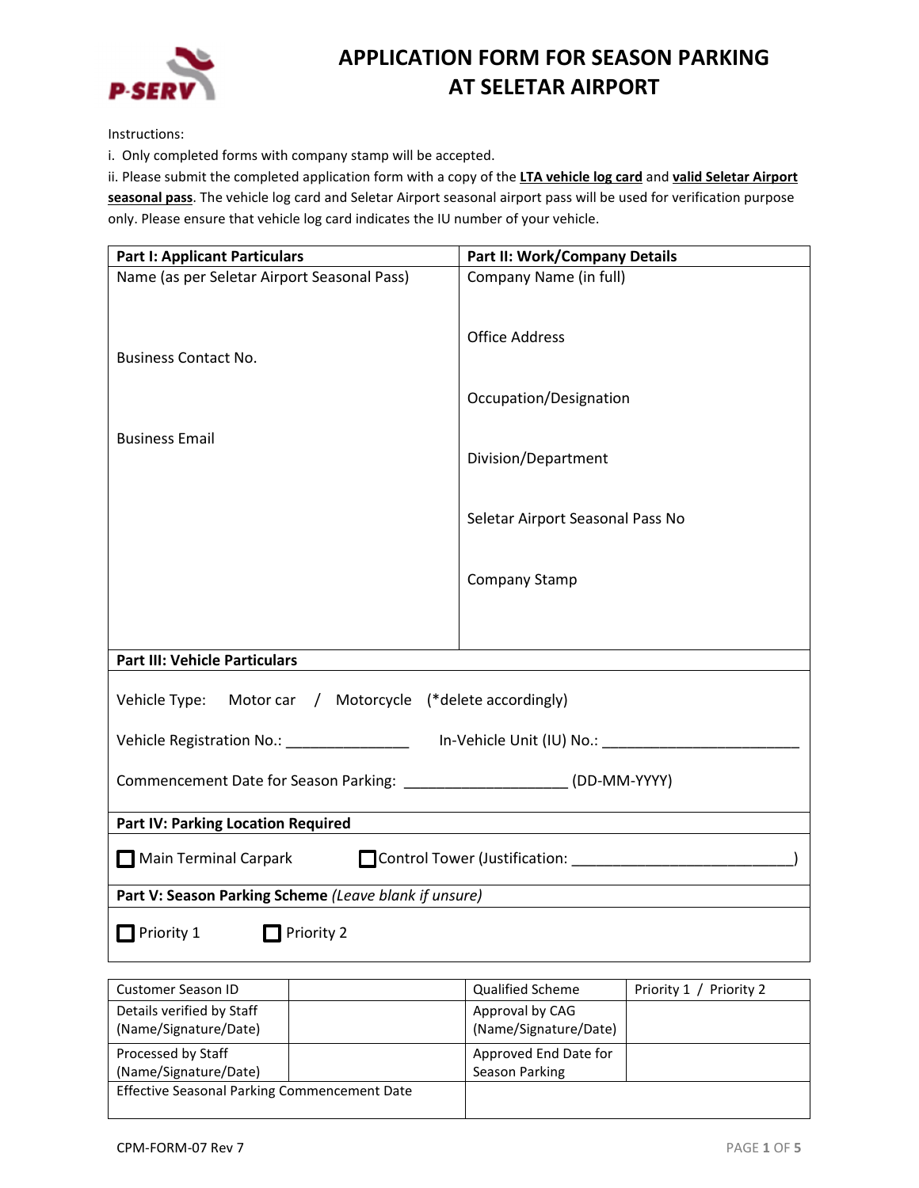# APPLICATION FORM FOR SEASON PARKING AT SELETAR AIRPORT

Instructions:

i. Only completed forms with company stamp will be accepted.

ii. Please submit the completed application form with a copy of the **LTA vehicle log card** and **valid Seletar Airport seasonal pass**. The vehicle log card and Seletar Airport seasonal airport pass will be used for verification purpose only. Please ensure that vehicle log card indicates the IU number of your vehicle.

| **Part I: Applicant Particulars** | **Part II: Work/Company Details** |
|---|---|
| Name (as per Seletar Airport Seasonal Pass) | Company Name (in full) |
| Business Contact No. | Office Address |
| | Occupation/Designation |
| Business Email | Division/Department |
| | Seletar Airport Seasonal Pass No |
| | Company Stamp |

**Part III: Vehicle Particulars**

Vehicle Type: Motor car / Motorcycle (*delete accordingly)

Vehicle Registration No.: _______________ In-Vehicle Unit (IU) No.: ________________________

Commencement Date for Season Parking: ____________________ (DD-MM-YYYY)

**Part IV: Parking Location Required**

☐ Main Terminal Carpark ☐ Control Tower (Justification: ___________________________)

**Part V: Season Parking Scheme** *(Leave blank if unsure)*

☐ Priority 1 ☐ Priority 2

| Customer Season ID | | Qualified Scheme | Priority 1 / Priority 2 |
|---|---|---|---|
| Details verified by Staff (Name/Signature/Date) | | Approval by CAG (Name/Signature/Date) | |
| Processed by Staff (Name/Signature/Date) | | Approved End Date for Season Parking | |
| Effective Seasonal Parking Commencement Date | | | |

CPM-FORM-07 Rev 7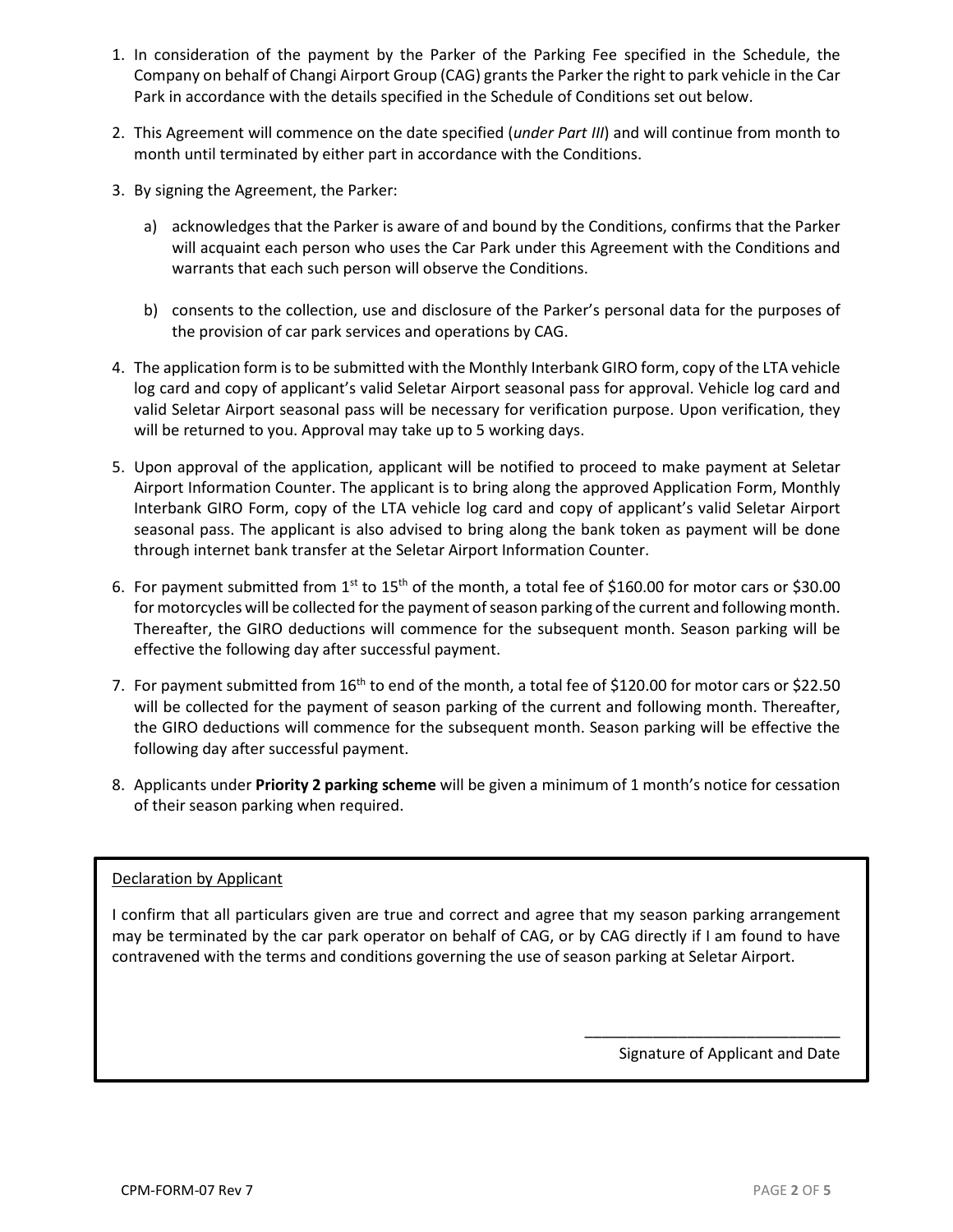1. In consideration of the payment by the Parker of the Parking Fee specified in the Schedule, the Company on behalf of Changi Airport Group (CAG) grants the Parker the right to park vehicle in the Car Park in accordance with the details specified in the Schedule of Conditions set out below.

2. This Agreement will commence on the date specified (*under Part III*) and will continue from month to month until terminated by either part in accordance with the Conditions.

3. By signing the Agreement, the Parker:

   a) acknowledges that the Parker is aware of and bound by the Conditions, confirms that the Parker will acquaint each person who uses the Car Park under this Agreement with the Conditions and warrants that each such person will observe the Conditions.

   b) consents to the collection, use and disclosure of the Parker's personal data for the purposes of the provision of car park services and operations by CAG.

4. The application form is to be submitted with the Monthly Interbank GIRO form, copy of the LTA vehicle log card and copy of applicant's valid Seletar Airport seasonal pass for approval. Vehicle log card and valid Seletar Airport seasonal pass will be necessary for verification purpose. Upon verification, they will be returned to you. Approval may take up to 5 working days.

5. Upon approval of the application, applicant will be notified to proceed to make payment at Seletar Airport Information Counter. The applicant is to bring along the approved Application Form, Monthly Interbank GIRO Form, copy of the LTA vehicle log card and copy of applicant's valid Seletar Airport seasonal pass. The applicant is also advised to bring along the bank token as payment will be done through internet bank transfer at the Seletar Airport Information Counter.

6. For payment submitted from 1st to 15th of the month, a total fee of $160.00 for motor cars or $30.00 for motorcycles will be collected for the payment of season parking of the current and following month. Thereafter, the GIRO deductions will commence for the subsequent month. Season parking will be effective the following day after successful payment.

7. For payment submitted from 16th to end of the month, a total fee of $120.00 for motor cars or $22.50 will be collected for the payment of season parking of the current and following month. Thereafter, the GIRO deductions will commence for the subsequent month. Season parking will be effective the following day after successful payment.

8. Applicants under **Priority 2 parking scheme** will be given a minimum of 1 month's notice for cessation of their season parking when required.

Declaration by Applicant

I confirm that all particulars given are true and correct and agree that my season parking arrangement may be terminated by the car park operator on behalf of CAG, or by CAG directly if I am found to have contravened with the terms and conditions governing the use of season parking at Seletar Airport.

\_\_\_\_\_\_\_\_\_\_\_\_\_\_\_\_\_\_\_\_\_\_\_\_\_\_\_\_\_\_

Signature of Applicant and Date

CPM-FORM-07 Rev 7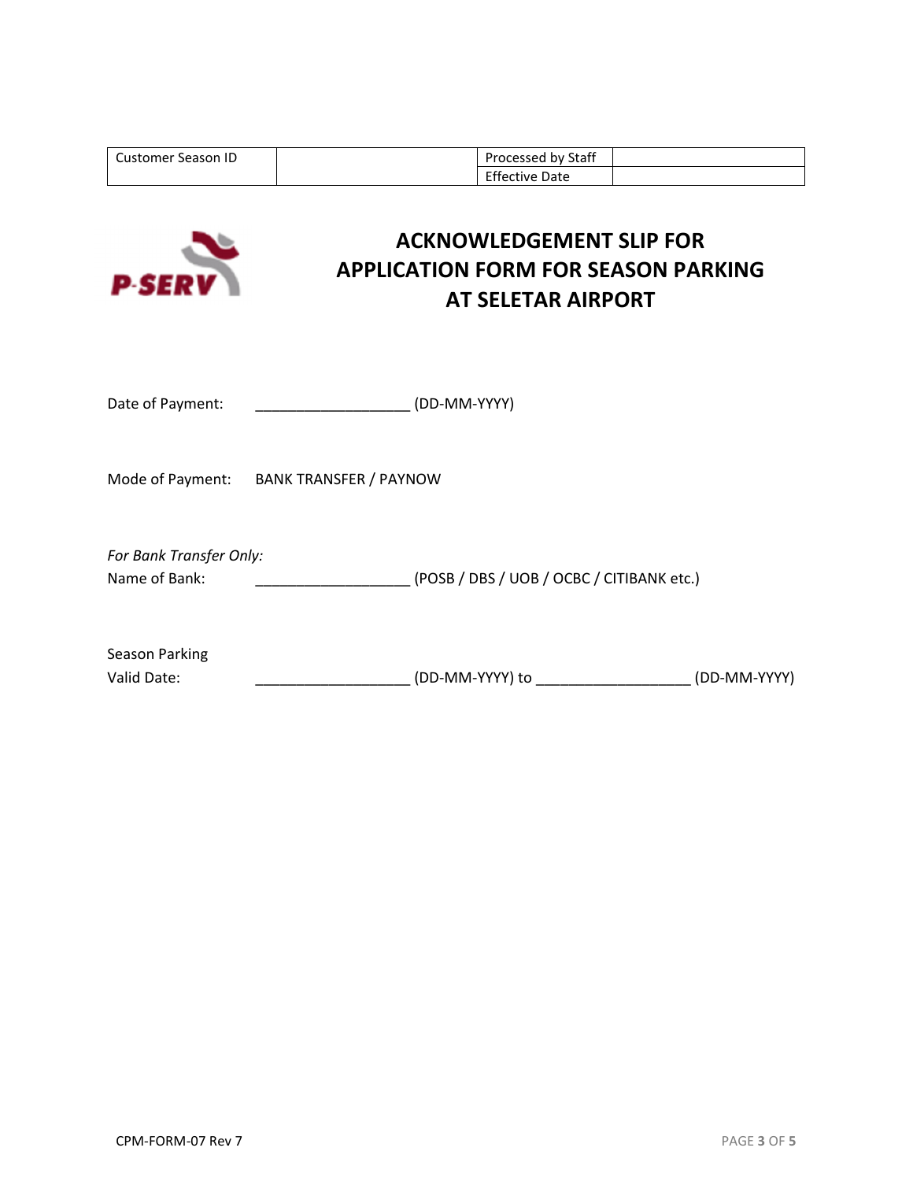| Customer Season ID | | Processed by Staff | |
|---|---|---|---|
| | | Effective Date | |

P-SERV

# ACKNOWLEDGEMENT SLIP FOR APPLICATION FORM FOR SEASON PARKING AT SELETAR AIRPORT

Date of Payment: ___________________ (DD-MM-YYYY)

Mode of Payment: BANK TRANSFER / PAYNOW

*For Bank Transfer Only:*

Name of Bank: ___________________ (POSB / DBS / UOB / OCBC / CITIBANK etc.)

Season Parking
Valid Date: ___________________ (DD-MM-YYYY) to ___________________ (DD-MM-YYYY)

CPM-FORM-07 Rev 7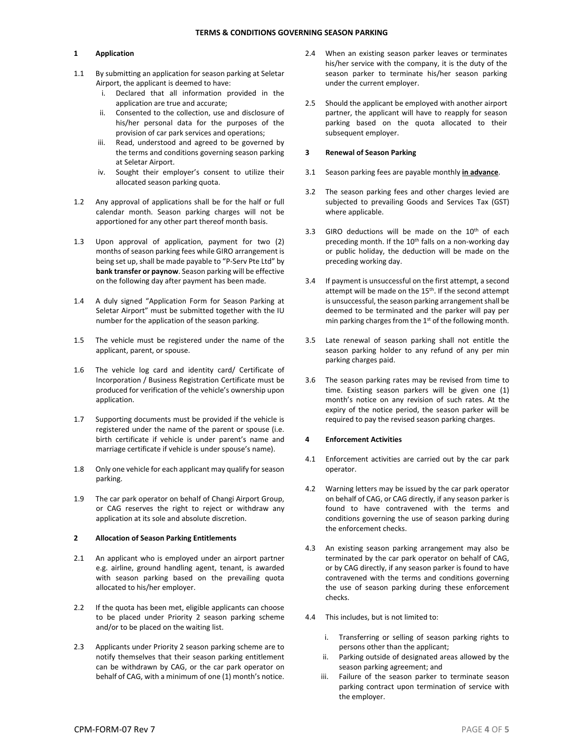# TERMS & CONDITIONS GOVERNING SEASON PARKING

## 1 Application

1.1 By submitting an application for season parking at Seletar Airport, the applicant is deemed to have:

i. Declared that all information provided in the application are true and accurate;
ii. Consented to the collection, use and disclosure of his/her personal data for the purposes of the provision of car park services and operations;
iii. Read, understood and agreed to be governed by the terms and conditions governing season parking at Seletar Airport.
iv. Sought their employer's consent to utilize their allocated season parking quota.

1.2 Any approval of applications shall be for the half or full calendar month. Season parking charges will not be apportioned for any other part thereof month basis.

1.3 Upon approval of application, payment for two (2) months of season parking fees while GIRO arrangement is being set up, shall be made payable to "P-Serv Pte Ltd" by **bank transfer or paynow**. Season parking will be effective on the following day after payment has been made.

1.4 A duly signed "Application Form for Season Parking at Seletar Airport" must be submitted together with the IU number for the application of the season parking.

1.5 The vehicle must be registered under the name of the applicant, parent, or spouse.

1.6 The vehicle log card and identity card/ Certificate of Incorporation / Business Registration Certificate must be produced for verification of the vehicle's ownership upon application.

1.7 Supporting documents must be provided if the vehicle is registered under the name of the parent or spouse (i.e. birth certificate if vehicle is under parent's name and marriage certificate if vehicle is under spouse's name).

1.8 Only one vehicle for each applicant may qualify for season parking.

1.9 The car park operator on behalf of Changi Airport Group, or CAG reserves the right to reject or withdraw any application at its sole and absolute discretion.

## 2 Allocation of Season Parking Entitlements

2.1 An applicant who is employed under an airport partner e.g. airline, ground handling agent, tenant, is awarded with season parking based on the prevailing quota allocated to his/her employer.

2.2 If the quota has been met, eligible applicants can choose to be placed under Priority 2 season parking scheme and/or to be placed on the waiting list.

2.3 Applicants under Priority 2 season parking scheme are to notify themselves that their season parking entitlement can be withdrawn by CAG, or the car park operator on behalf of CAG, with a minimum of one (1) month's notice.

2.4 When an existing season parker leaves or terminates his/her service with the company, it is the duty of the season parker to terminate his/her season parking under the current employer.

2.5 Should the applicant be employed with another airport partner, the applicant will have to reapply for season parking based on the quota allocated to their subsequent employer.

## 3 Renewal of Season Parking

3.1 Season parking fees are payable monthly **in advance**.

3.2 The season parking fees and other charges levied are subjected to prevailing Goods and Services Tax (GST) where applicable.

3.3 GIRO deductions will be made on the 10th of each preceding month. If the 10th falls on a non-working day or public holiday, the deduction will be made on the preceding working day.

3.4 If payment is unsuccessful on the first attempt, a second attempt will be made on the 15th. If the second attempt is unsuccessful, the season parking arrangement shall be deemed to be terminated and the parker will pay per min parking charges from the 1st of the following month.

3.5 Late renewal of season parking shall not entitle the season parking holder to any refund of any per min parking charges paid.

3.6 The season parking rates may be revised from time to time. Existing season parkers will be given one (1) month's notice on any revision of such rates. At the expiry of the notice period, the season parker will be required to pay the revised season parking charges.

## 4 Enforcement Activities

4.1 Enforcement activities are carried out by the car park operator.

4.2 Warning letters may be issued by the car park operator on behalf of CAG, or CAG directly, if any season parker is found to have contravened with the terms and conditions governing the use of season parking during the enforcement checks.

4.3 An existing season parking arrangement may also be terminated by the car park operator on behalf of CAG, or by CAG directly, if any season parker is found to have contravened with the terms and conditions governing the use of season parking during these enforcement checks.

4.4 This includes, but is not limited to:

i. Transferring or selling of season parking rights to persons other than the applicant;
ii. Parking outside of designated areas allowed by the season parking agreement; and
iii. Failure of the season parker to terminate season parking contract upon termination of service with the employer.

CPM-FORM-07 Rev 7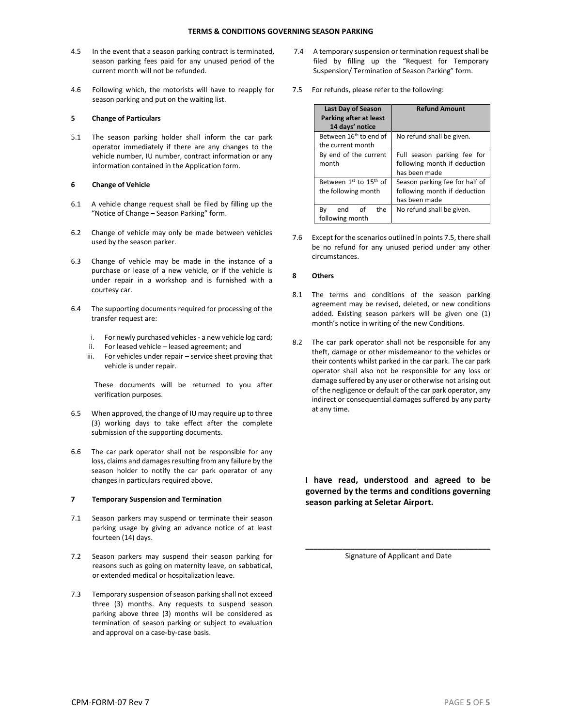# TERMS & CONDITIONS GOVERNING SEASON PARKING

4.5 In the event that a season parking contract is terminated, season parking fees paid for any unused period of the current month will not be refunded.

4.6 Following which, the motorists will have to reapply for season parking and put on the waiting list.

**5 Change of Particulars**

5.1 The season parking holder shall inform the car park operator immediately if there are any changes to the vehicle number, IU number, contract information or any information contained in the Application form.

**6 Change of Vehicle**

6.1 A vehicle change request shall be filed by filling up the "Notice of Change – Season Parking" form.

6.2 Change of vehicle may only be made between vehicles used by the season parker.

6.3 Change of vehicle may be made in the instance of a purchase or lease of a new vehicle, or if the vehicle is under repair in a workshop and is furnished with a courtesy car.

6.4 The supporting documents required for processing of the transfer request are:

i. For newly purchased vehicles - a new vehicle log card;
ii. For leased vehicle – leased agreement; and
iii. For vehicles under repair – service sheet proving that vehicle is under repair.

These documents will be returned to you after verification purposes.

6.5 When approved, the change of IU may require up to three (3) working days to take effect after the complete submission of the supporting documents.

6.6 The car park operator shall not be responsible for any loss, claims and damages resulting from any failure by the season holder to notify the car park operator of any changes in particulars required above.

**7 Temporary Suspension and Termination**

7.1 Season parkers may suspend or terminate their season parking usage by giving an advance notice of at least fourteen (14) days.

7.2 Season parkers may suspend their season parking for reasons such as going on maternity leave, on sabbatical, or extended medical or hospitalization leave.

7.3 Temporary suspension of season parking shall not exceed three (3) months. Any requests to suspend season parking above three (3) months will be considered as termination of season parking or subject to evaluation and approval on a case-by-case basis.

7.4 A temporary suspension or termination request shall be filed by filling up the "Request for Temporary Suspension/ Termination of Season Parking" form.

7.5 For refunds, please refer to the following:

| Last Day of Season Parking after at least 14 days' notice | Refund Amount |
|---|---|
| Between 16th to end of the current month | No refund shall be given. |
| By end of the current month | Full season parking fee for following month if deduction has been made |
| Between 1st to 15th of the following month | Season parking fee for half of following month if deduction has been made |
| By end of the following month | No refund shall be given. |

7.6 Except for the scenarios outlined in points 7.5, there shall be no refund for any unused period under any other circumstances.

**8 Others**

8.1 The terms and conditions of the season parking agreement may be revised, deleted, or new conditions added. Existing season parkers will be given one (1) month's notice in writing of the new Conditions.

8.2 The car park operator shall not be responsible for any theft, damage or other misdemeanor to the vehicles or their contents whilst parked in the car park. The car park operator shall also not be responsible for any loss or damage suffered by any user or otherwise not arising out of the negligence or default of the car park operator, any indirect or consequential damages suffered by any party at any time.

**I have read, understood and agreed to be governed by the terms and conditions governing season parking at Seletar Airport.**

\_\_\_\_\_\_\_\_\_\_\_\_\_\_\_\_\_\_\_\_\_\_\_\_\_\_\_\_\_\_\_\_\_\_\_\_\_\_\_\_

Signature of Applicant and Date

CPM-FORM-07 Rev 7